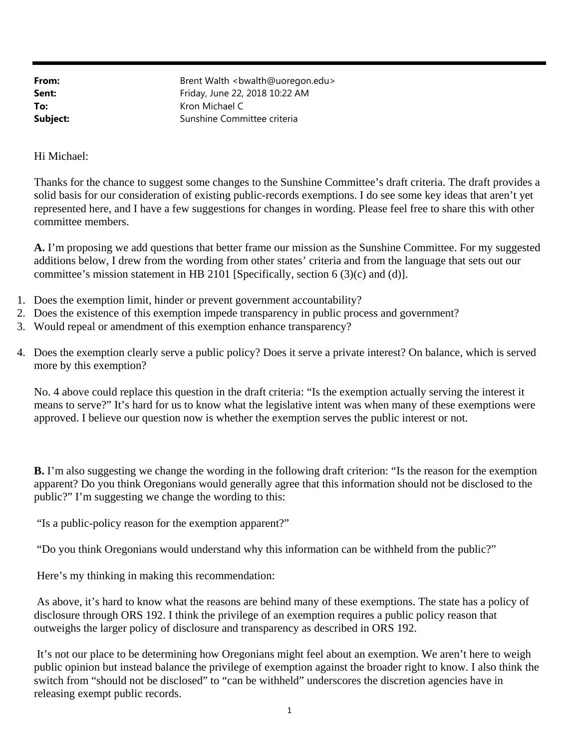**From:** Brent Walth <bwalth@uoregon.edu>
**Sent:** Friday, June 22, 2018 10:22 AM
**To:** Kron Michael C
**Subject:** Sunshine Committee criteria

Hi Michael:

Thanks for the chance to suggest some changes to the Sunshine Committee's draft criteria. The draft provides a solid basis for our consideration of existing public-records exemptions. I do see some key ideas that aren't yet represented here, and I have a few suggestions for changes in wording. Please feel free to share this with other committee members.

**A.** I'm proposing we add questions that better frame our mission as the Sunshine Committee. For my suggested additions below, I drew from the wording from other states' criteria and from the language that sets out our committee's mission statement in HB 2101 [Specifically, section 6 (3)(c) and (d)].

1. Does the exemption limit, hinder or prevent government accountability?
2. Does the existence of this exemption impede transparency in public process and government?
3. Would repeal or amendment of this exemption enhance transparency?
4. Does the exemption clearly serve a public policy? Does it serve a private interest? On balance, which is served more by this exemption?

No. 4 above could replace this question in the draft criteria: "Is the exemption actually serving the interest it means to serve?" It's hard for us to know what the legislative intent was when many of these exemptions were approved. I believe our question now is whether the exemption serves the public interest or not.

**B.** I'm also suggesting we change the wording in the following draft criterion: "Is the reason for the exemption apparent? Do you think Oregonians would generally agree that this information should not be disclosed to the public?" I'm suggesting we change the wording to this:

"Is a public-policy reason for the exemption apparent?"

"Do you think Oregonians would understand why this information can be withheld from the public?"

Here's my thinking in making this recommendation:

As above, it's hard to know what the reasons are behind many of these exemptions. The state has a policy of disclosure through ORS 192. I think the privilege of an exemption requires a public policy reason that outweighs the larger policy of disclosure and transparency as described in ORS 192.

It's not our place to be determining how Oregonians might feel about an exemption. We aren't here to weigh public opinion but instead balance the privilege of exemption against the broader right to know. I also think the switch from "should not be disclosed" to "can be withheld" underscores the discretion agencies have in releasing exempt public records.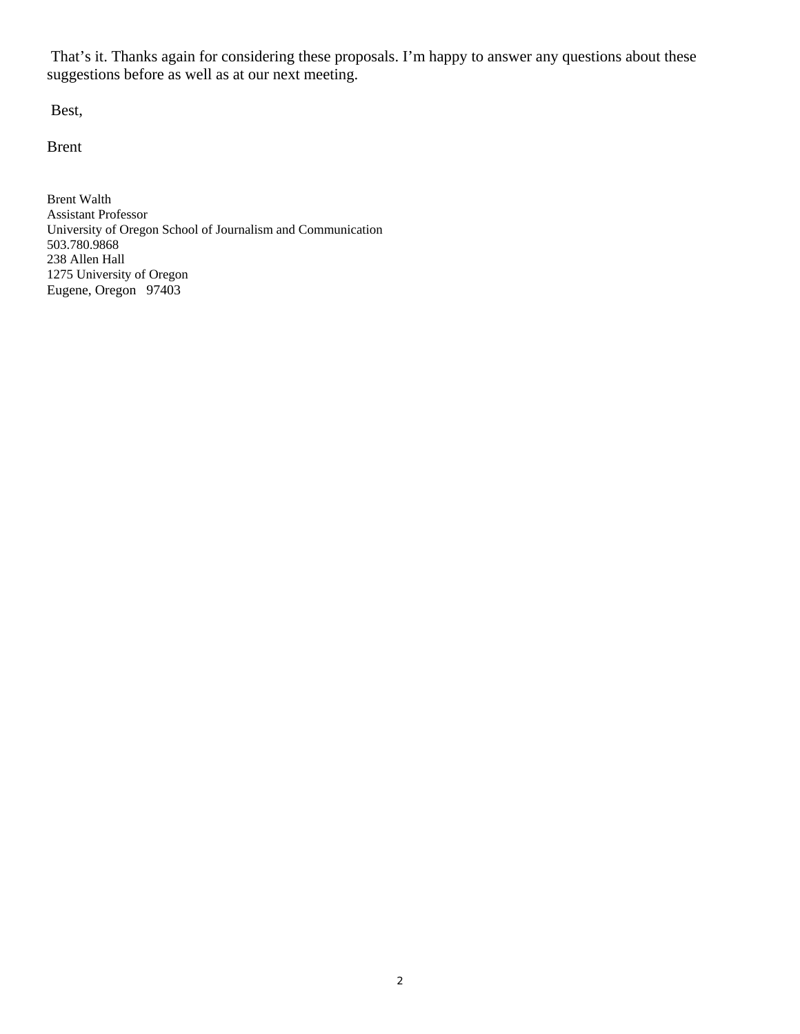That's it. Thanks again for considering these proposals. I'm happy to answer any questions about these suggestions before as well as at our next meeting.

Best,

Brent

Brent Walth  
Assistant Professor  
University of Oregon School of Journalism and Communication  
503.780.9868  
238 Allen Hall  
1275 University of Oregon  
Eugene, Oregon 97403